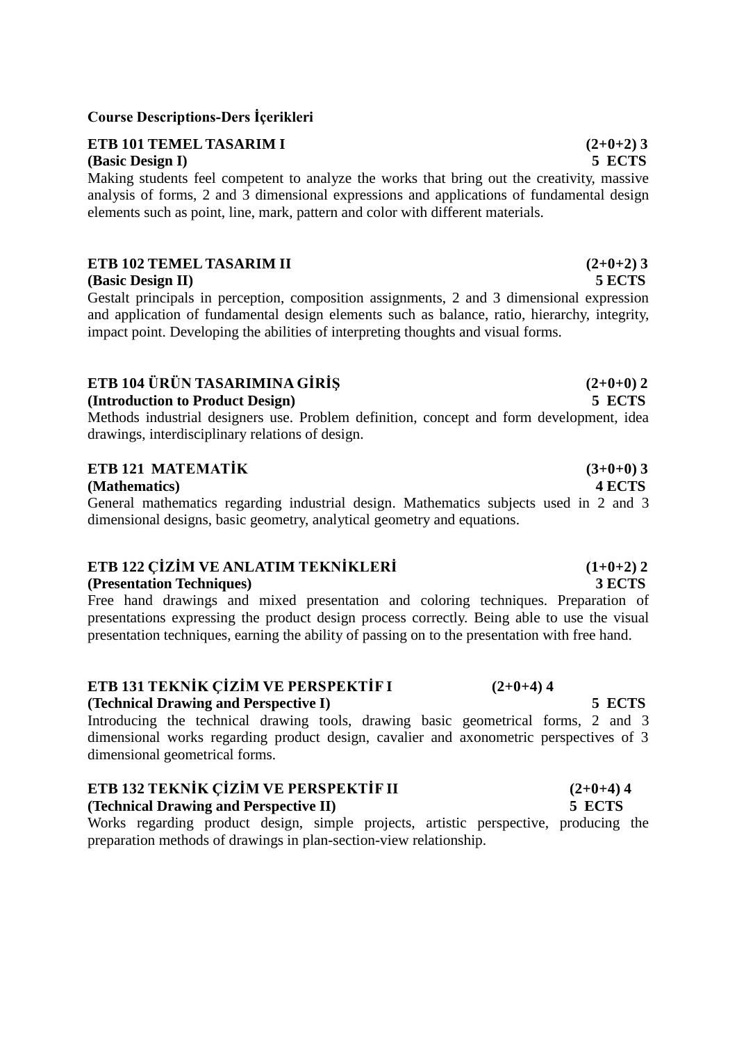**Course Descriptions-Ders İçerikleri**

**ETB 101 TEMEL TASARIM I** **(2+0+2) 3**
**(Basic Design I)** **5 ECTS**
Making students feel competent to analyze the works that bring out the creativity, massive analysis of forms, 2 and 3 dimensional expressions and applications of fundamental design elements such as point, line, mark, pattern and color with different materials.

**ETB 102 TEMEL TASARIM II** **(2+0+2) 3**
**(Basic Design II)** **5 ECTS**
Gestalt principals in perception, composition assignments, 2 and 3 dimensional expression and application of fundamental design elements such as balance, ratio, hierarchy, integrity, impact point. Developing the abilities of interpreting thoughts and visual forms.

**ETB 104 ÜRÜN TASARIMINA GİRİŞ** **(2+0+0) 2**
**(Introduction to Product Design)** **5 ECTS**
Methods industrial designers use. Problem definition, concept and form development, idea drawings, interdisciplinary relations of design.

**ETB 121 MATEMATİK** **(3+0+0) 3**
**(Mathematics)** **4 ECTS**
General mathematics regarding industrial design. Mathematics subjects used in 2 and 3 dimensional designs, basic geometry, analytical geometry and equations.

**ETB 122 ÇİZİM VE ANLATIM TEKNİKLERİ** **(1+0+2) 2**
**(Presentation Techniques)** **3 ECTS**
Free hand drawings and mixed presentation and coloring techniques. Preparation of presentations expressing the product design process correctly. Being able to use the visual presentation techniques, earning the ability of passing on to the presentation with free hand.

**ETB 131 TEKNİK ÇİZİM VE PERSPEKTİF I** **(2+0+4) 4**
**(Technical Drawing and Perspective I)** **5 ECTS**
Introducing the technical drawing tools, drawing basic geometrical forms, 2 and 3 dimensional works regarding product design, cavalier and axonometric perspectives of 3 dimensional geometrical forms.

**ETB 132 TEKNİK ÇİZİM VE PERSPEKTİF II** **(2+0+4) 4**
**(Technical Drawing and Perspective II)** **5 ECTS**
Works regarding product design, simple projects, artistic perspective, producing the preparation methods of drawings in plan-section-view relationship.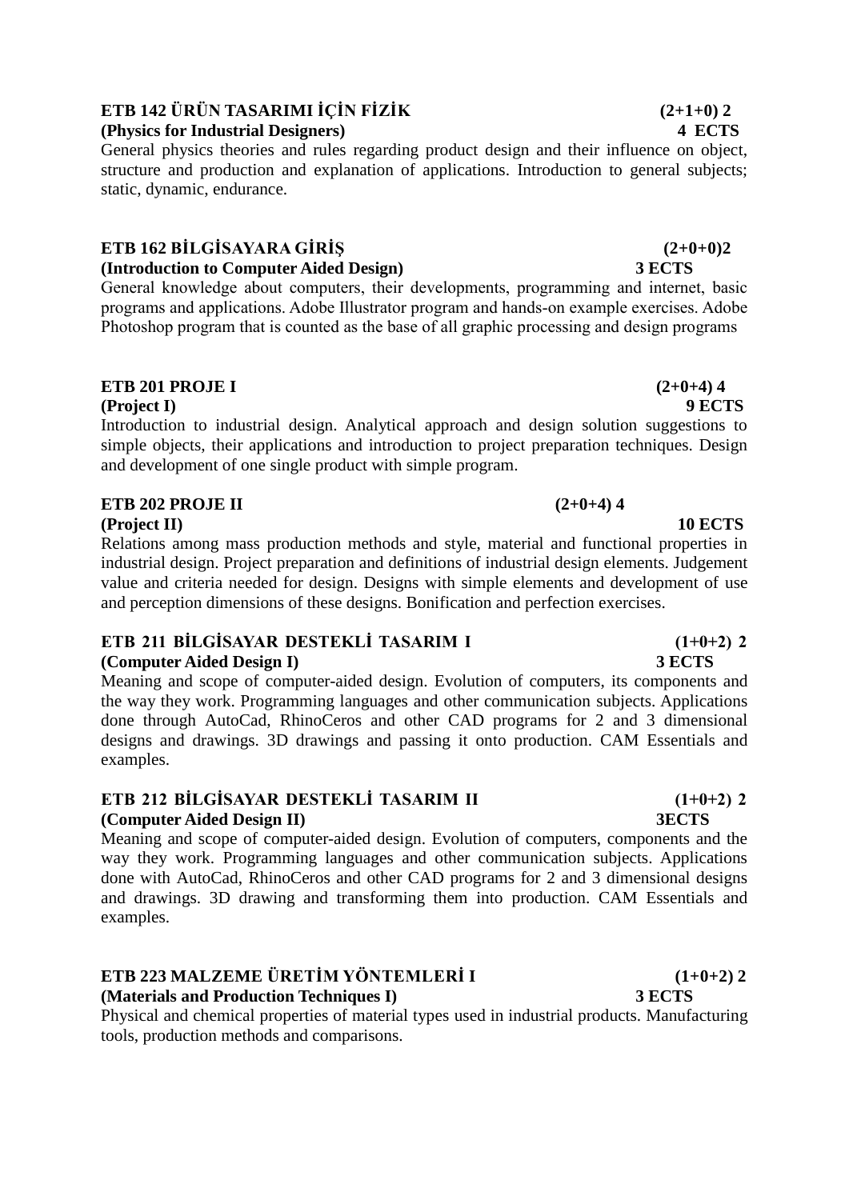**ETB 142 ÜRÜN TASARIMI İÇİN FİZİK (2+1+0) 2**
**(Physics for Industrial Designers) 4 ECTS**
General physics theories and rules regarding product design and their influence on object, structure and production and explanation of applications. Introduction to general subjects; static, dynamic, endurance.

**ETB 162 BİLGİSAYARA GİRİŞ (2+0+0)2**
**(Introduction to Computer Aided Design) 3 ECTS**
General knowledge about computers, their developments, programming and internet, basic programs and applications. Adobe Illustrator program and hands-on example exercises. Adobe Photoshop program that is counted as the base of all graphic processing and design programs

**ETB 201 PROJE I (2+0+4) 4**
**(Project I) 9 ECTS**
Introduction to industrial design. Analytical approach and design solution suggestions to simple objects, their applications and introduction to project preparation techniques. Design and development of one single product with simple program.

**ETB 202 PROJE II (2+0+4) 4**
**(Project II) 10 ECTS**
Relations among mass production methods and style, material and functional properties in industrial design. Project preparation and definitions of industrial design elements. Judgement value and criteria needed for design. Designs with simple elements and development of use and perception dimensions of these designs. Bonification and perfection exercises.

**ETB 211 BİLGİSAYAR DESTEKLİ TASARIM I (1+0+2) 2**
**(Computer Aided Design I) 3 ECTS**
Meaning and scope of computer-aided design. Evolution of computers, its components and the way they work. Programming languages and other communication subjects. Applications done through AutoCad, RhinoCeros and other CAD programs for 2 and 3 dimensional designs and drawings. 3D drawings and passing it onto production. CAM Essentials and examples.

**ETB 212 BİLGİSAYAR DESTEKLİ TASARIM II (1+0+2) 2**
**(Computer Aided Design II) 3ECTS**
Meaning and scope of computer-aided design. Evolution of computers, components and the way they work. Programming languages and other communication subjects. Applications done with AutoCad, RhinoCeros and other CAD programs for 2 and 3 dimensional designs and drawings. 3D drawing and transforming them into production. CAM Essentials and examples.

**ETB 223 MALZEME ÜRETİM YÖNTEMLERİ I (1+0+2) 2**
**(Materials and Production Techniques I) 3 ECTS**
Physical and chemical properties of material types used in industrial products. Manufacturing tools, production methods and comparisons.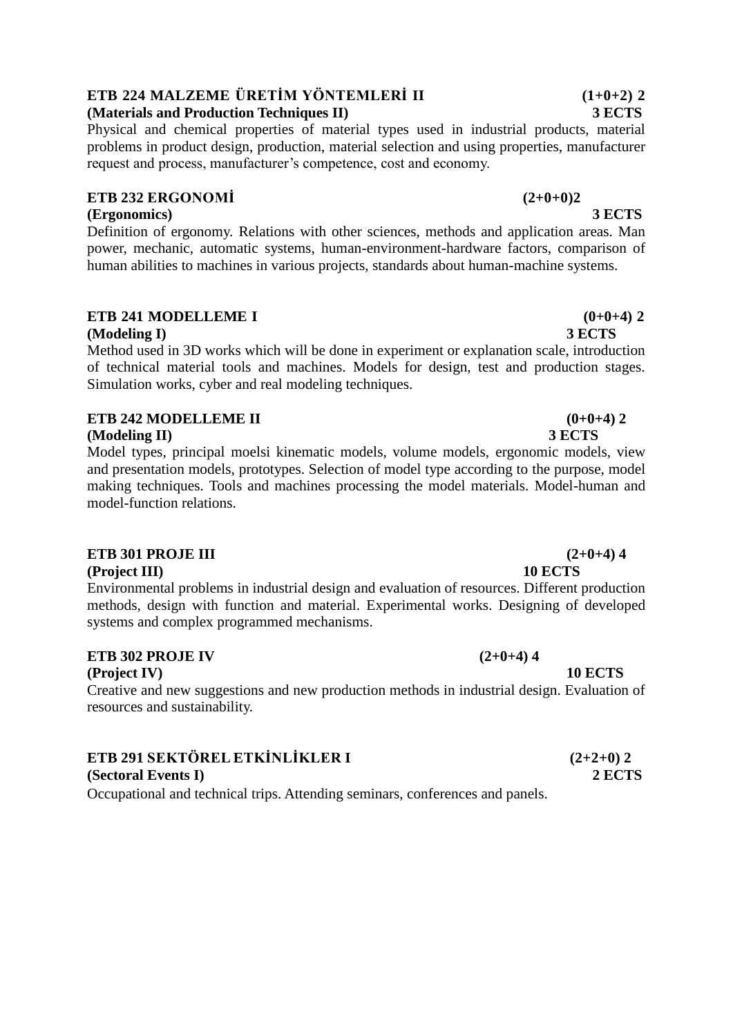**ETB 224 MALZEME ÜRETİM YÖNTEMLERİ II** **(1+0+2) 2**
**(Materials and Production Techniques II)** **3 ECTS**
Physical and chemical properties of material types used in industrial products, material problems in product design, production, material selection and using properties, manufacturer request and process, manufacturer's competence, cost and economy.

**ETB 232 ERGONOMİ** **(2+0+0)2**
**(Ergonomics)** **3 ECTS**
Definition of ergonomy. Relations with other sciences, methods and application areas. Man power, mechanic, automatic systems, human-environment-hardware factors, comparison of human abilities to machines in various projects, standards about human-machine systems.

**ETB 241 MODELLEME I** **(0+0+4) 2**
**(Modeling I)** **3 ECTS**
Method used in 3D works which will be done in experiment or explanation scale, introduction of technical material tools and machines. Models for design, test and production stages. Simulation works, cyber and real modeling techniques.

**ETB 242 MODELLEME II** **(0+0+4) 2**
**(Modeling II)** **3 ECTS**
Model types, principal moelsi kinematic models, volume models, ergonomic models, view and presentation models, prototypes. Selection of model type according to the purpose, model making techniques. Tools and machines processing the model materials. Model-human and model-function relations.

**ETB 301 PROJE III** **(2+0+4) 4**
**(Project III)** **10 ECTS**
Environmental problems in industrial design and evaluation of resources. Different production methods, design with function and material. Experimental works. Designing of developed systems and complex programmed mechanisms.

**ETB 302 PROJE IV** **(2+0+4) 4**
**(Project IV)** **10 ECTS**
Creative and new suggestions and new production methods in industrial design. Evaluation of resources and sustainability.

**ETB 291 SEKTÖREL ETKİNLİKLER I** **(2+2+0) 2**
**(Sectoral Events I)** **2 ECTS**
Occupational and technical trips. Attending seminars, conferences and panels.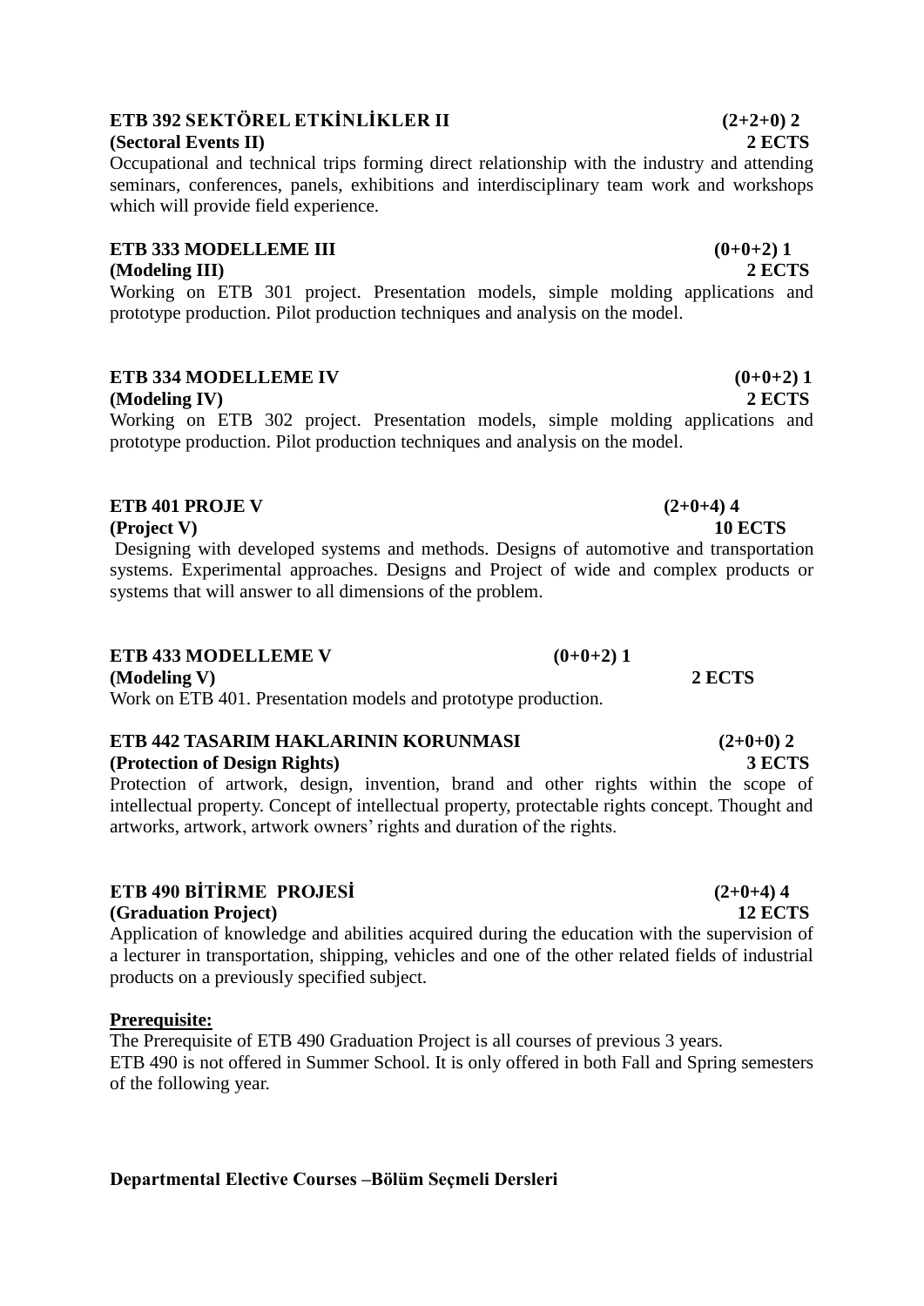**ETB 392 SEKTÖREL ETKİNLİKLER II** **(2+2+0) 2**
**(Sectoral Events II)** **2 ECTS**

Occupational and technical trips forming direct relationship with the industry and attending seminars, conferences, panels, exhibitions and interdisciplinary team work and workshops which will provide field experience.

**ETB 333 MODELLEME III** **(0+0+2) 1**
**(Modeling III)** **2 ECTS**

Working on ETB 301 project. Presentation models, simple molding applications and prototype production. Pilot production techniques and analysis on the model.

**ETB 334 MODELLEME IV** **(0+0+2) 1**
**(Modeling IV)** **2 ECTS**

Working on ETB 302 project. Presentation models, simple molding applications and prototype production. Pilot production techniques and analysis on the model.

**ETB 401 PROJE V** **(2+0+4) 4**
**(Project V)** **10 ECTS**

Designing with developed systems and methods. Designs of automotive and transportation systems. Experimental approaches. Designs and Project of wide and complex products or systems that will answer to all dimensions of the problem.

**ETB 433 MODELLEME V** **(0+0+2) 1**
**(Modeling V)** **2 ECTS**

Work on ETB 401. Presentation models and prototype production.

**ETB 442 TASARIM HAKLARININ KORUNMASI** **(2+0+0) 2**
**(Protection of Design Rights)** **3 ECTS**

Protection of artwork, design, invention, brand and other rights within the scope of intellectual property. Concept of intellectual property, protectable rights concept. Thought and artworks, artwork, artwork owners' rights and duration of the rights.

**ETB 490 BİTİRME PROJESİ** **(2+0+4) 4**
**(Graduation Project)** **12 ECTS**

Application of knowledge and abilities acquired during the education with the supervision of a lecturer in transportation, shipping, vehicles and one of the other related fields of industrial products on a previously specified subject.

**Prerequisite:**

The Prerequisite of ETB 490 Graduation Project is all courses of previous 3 years.
ETB 490 is not offered in Summer School. It is only offered in both Fall and Spring semesters of the following year.

**Departmental Elective Courses –Bölüm Seçmeli Dersleri**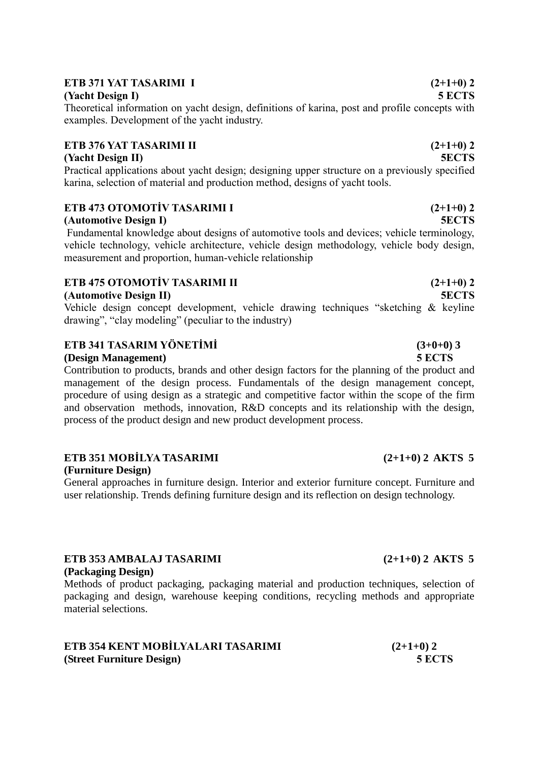**ETB 371 YAT TASARIMI I** **(2+1+0) 2**
**(Yacht Design I)** **5 ECTS**

Theoretical information on yacht design, definitions of karina, post and profile concepts with examples. Development of the yacht industry.

**ETB 376 YAT TASARIMI II** **(2+1+0) 2**
**(Yacht Design II)** **5ECTS**

Practical applications about yacht design; designing upper structure on a previously specified karina, selection of material and production method, designs of yacht tools.

**ETB 473 OTOMOTİV TASARIMI I** **(2+1+0) 2**
**(Automotive Design I)** **5ECTS**

Fundamental knowledge about designs of automotive tools and devices; vehicle terminology, vehicle technology, vehicle architecture, vehicle design methodology, vehicle body design, measurement and proportion, human-vehicle relationship

**ETB 475 OTOMOTİV TASARIMI II** **(2+1+0) 2**
**(Automotive Design II)** **5ECTS**

Vehicle design concept development, vehicle drawing techniques "sketching & keyline drawing", "clay modeling" (peculiar to the industry)

**ETB 341 TASARIM YÖNETİMİ** **(3+0+0) 3**
**(Design Management)** **5 ECTS**

Contribution to products, brands and other design factors for the planning of the product and management of the design process. Fundamentals of the design management concept, procedure of using design as a strategic and competitive factor within the scope of the firm and observation methods, innovation, R&D concepts and its relationship with the design, process of the product design and new product development process.

**ETB 351 MOBİLYA TASARIMI** **(2+1+0) 2 AKTS 5**
**(Furniture Design)**

General approaches in furniture design. Interior and exterior furniture concept. Furniture and user relationship. Trends defining furniture design and its reflection on design technology.

**ETB 353 AMBALAJ TASARIMI** **(2+1+0) 2 AKTS 5**
**(Packaging Design)**

Methods of product packaging, packaging material and production techniques, selection of packaging and design, warehouse keeping conditions, recycling methods and appropriate material selections.

**ETB 354 KENT MOBİLYALARI TASARIMI** **(2+1+0) 2**
**(Street Furniture Design)** **5 ECTS**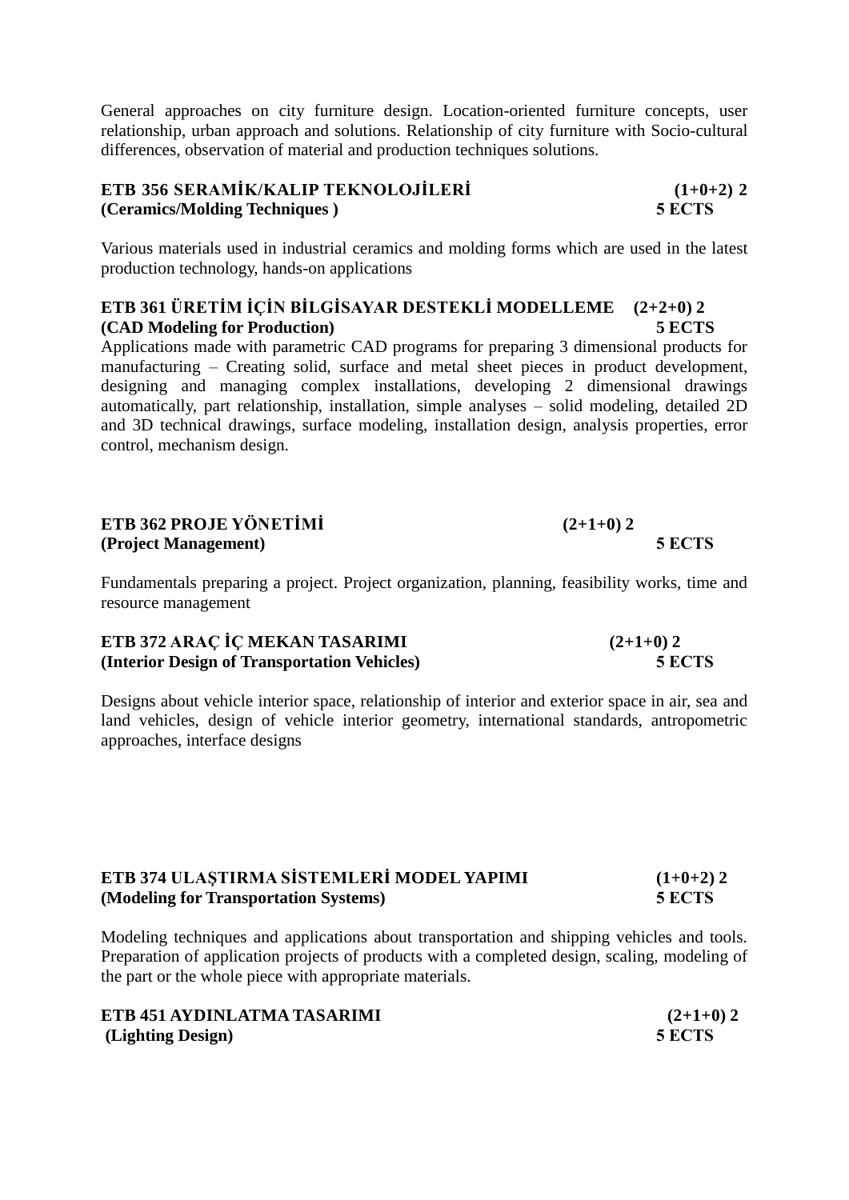General approaches on city furniture design. Location-oriented furniture concepts, user relationship, urban approach and solutions. Relationship of city furniture with Socio-cultural differences, observation of material and production techniques solutions.

**ETB 356 SERAMİK/KALIP TEKNOLOJİLERİ (1+0+2) 2**
**(Ceramics/Molding Techniques ) 5 ECTS**

Various materials used in industrial ceramics and molding forms which are used in the latest production technology, hands-on applications

**ETB 361 ÜRETİM İÇİN BİLGİSAYAR DESTEKLİ MODELLEME (2+2+0) 2**
**(CAD Modeling for Production) 5 ECTS**

Applications made with parametric CAD programs for preparing 3 dimensional products for manufacturing – Creating solid, surface and metal sheet pieces in product development, designing and managing complex installations, developing 2 dimensional drawings automatically, part relationship, installation, simple analyses – solid modeling, detailed 2D and 3D technical drawings, surface modeling, installation design, analysis properties, error control, mechanism design.

**ETB 362 PROJE YÖNETİMİ (2+1+0) 2**
**(Project Management) 5 ECTS**

Fundamentals preparing a project. Project organization, planning, feasibility works, time and resource management

**ETB 372 ARAÇ İÇ MEKAN TASARIMI (2+1+0) 2**
**(Interior Design of Transportation Vehicles) 5 ECTS**

Designs about vehicle interior space, relationship of interior and exterior space in air, sea and land vehicles, design of vehicle interior geometry, international standards, antropometric approaches, interface designs

**ETB 374 ULAŞTIRMA SİSTEMLERİ MODEL YAPIMI (1+0+2) 2**
**(Modeling for Transportation Systems) 5 ECTS**

Modeling techniques and applications about transportation and shipping vehicles and tools. Preparation of application projects of products with a completed design, scaling, modeling of the part or the whole piece with appropriate materials.

**ETB 451 AYDINLATMA TASARIMI (2+1+0) 2**
**(Lighting Design) 5 ECTS**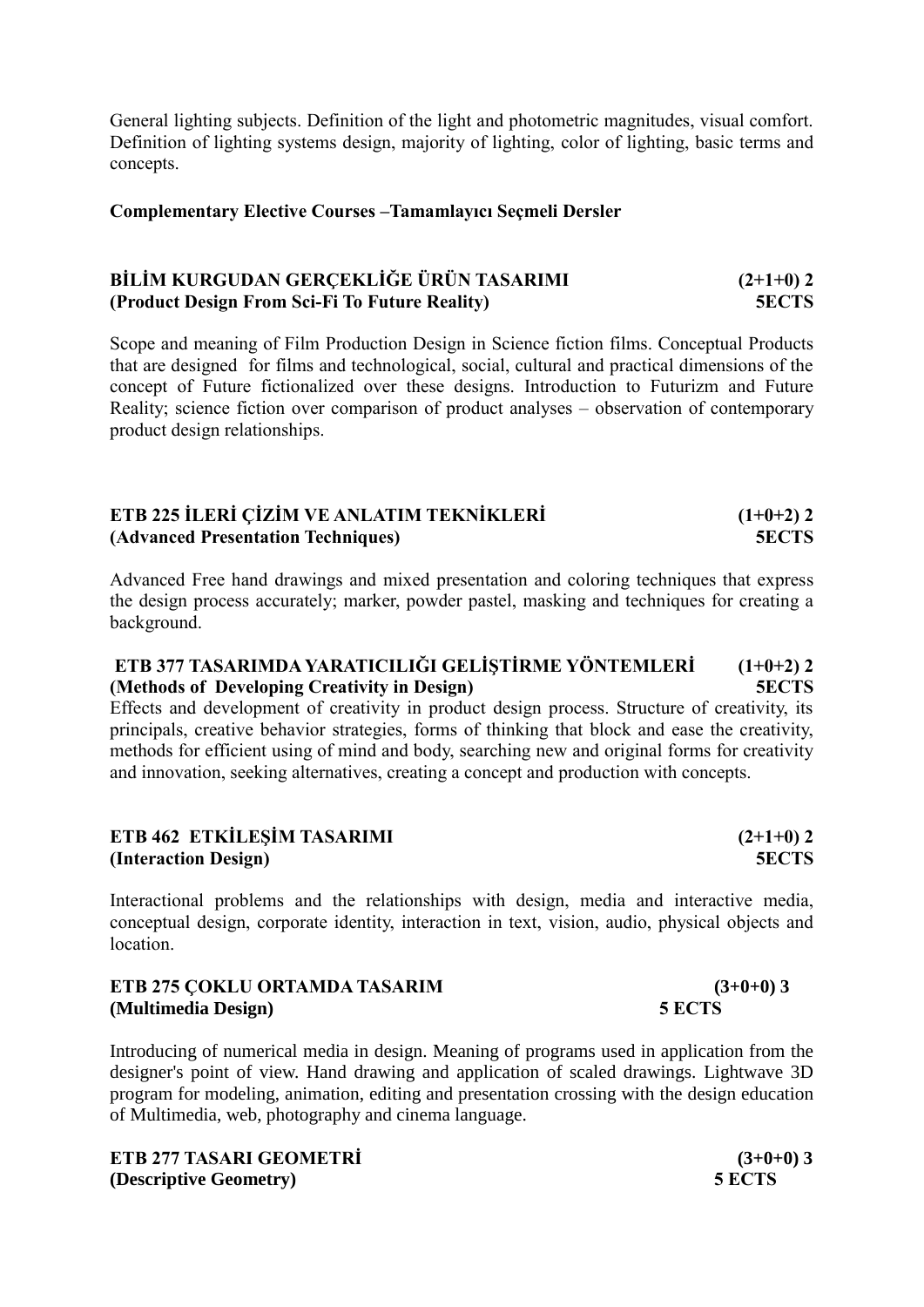General lighting subjects. Definition of the light and photometric magnitudes, visual comfort. Definition of lighting systems design, majority of lighting, color of lighting, basic terms and concepts.

**Complementary Elective Courses –Tamamlayıcı Seçmeli Dersler**

**BİLİM KURGUDAN GERÇEKLİĞE ÜRÜN TASARIMI (2+1+0) 2**
**(Product Design From Sci-Fi To Future Reality) 5ECTS**

Scope and meaning of Film Production Design in Science fiction films. Conceptual Products that are designed for films and technological, social, cultural and practical dimensions of the concept of Future fictionalized over these designs. Introduction to Futurizm and Future Reality; science fiction over comparison of product analyses – observation of contemporary product design relationships.

**ETB 225 İLERİ ÇİZİM VE ANLATIM TEKNİKLERİ (1+0+2) 2**
**(Advanced Presentation Techniques) 5ECTS**

Advanced Free hand drawings and mixed presentation and coloring techniques that express the design process accurately; marker, powder pastel, masking and techniques for creating a background.

**ETB 377 TASARIMDA YARATICILIĞI GELİŞTİRME YÖNTEMLERİ (1+0+2) 2**
**(Methods of Developing Creativity in Design) 5ECTS**

Effects and development of creativity in product design process. Structure of creativity, its principals, creative behavior strategies, forms of thinking that block and ease the creativity, methods for efficient using of mind and body, searching new and original forms for creativity and innovation, seeking alternatives, creating a concept and production with concepts.

**ETB 462 ETKİLEŞİM TASARIMI (2+1+0) 2**
**(Interaction Design) 5ECTS**

Interactional problems and the relationships with design, media and interactive media, conceptual design, corporate identity, interaction in text, vision, audio, physical objects and location.

**ETB 275 ÇOKLU ORTAMDA TASARIM (3+0+0) 3**
**(Multimedia Design) 5 ECTS**

Introducing of numerical media in design. Meaning of programs used in application from the designer's point of view. Hand drawing and application of scaled drawings. Lightwave 3D program for modeling, animation, editing and presentation crossing with the design education of Multimedia, web, photography and cinema language.

**ETB 277 TASARI GEOMETRİ (3+0+0) 3**
**(Descriptive Geometry) 5 ECTS**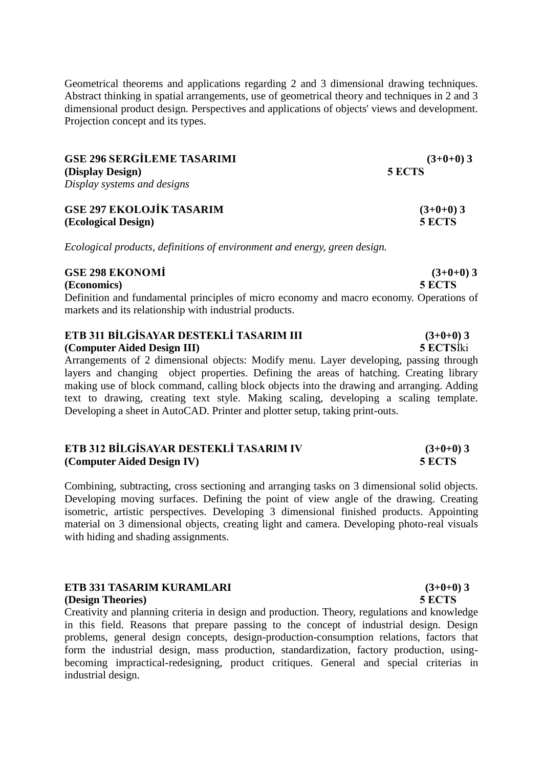Geometrical theorems and applications regarding 2 and 3 dimensional drawing techniques. Abstract thinking in spatial arrangements, use of geometrical theory and techniques in 2 and 3 dimensional product design. Perspectives and applications of objects' views and development. Projection concept and its types.

**GSE 296 SERGİLEME TASARIMI** **(3+0+0) 3**
**(Display Design)** **5 ECTS**
*Display systems and designs*

**GSE 297 EKOLOJİK TASARIM** **(3+0+0) 3**
**(Ecological Design)** **5 ECTS**

*Ecological products, definitions of environment and energy, green design.*

**GSE 298 EKONOMİ** **(3+0+0) 3**
**(Economics)** **5 ECTS**
Definition and fundamental principles of micro economy and macro economy. Operations of markets and its relationship with industrial products.

**ETB 311 BİLGİSAYAR DESTEKLİ TASARIM III** **(3+0+0) 3**
**(Computer Aided Design III)** **5 ECTS**İki
Arrangements of 2 dimensional objects: Modify menu. Layer developing, passing through layers and changing object properties. Defining the areas of hatching. Creating library making use of block command, calling block objects into the drawing and arranging. Adding text to drawing, creating text style. Making scaling, developing a scaling template. Developing a sheet in AutoCAD. Printer and plotter setup, taking print-outs.

**ETB 312 BİLGİSAYAR DESTEKLİ TASARIM IV** **(3+0+0) 3**
**(Computer Aided Design IV)** **5 ECTS**

Combining, subtracting, cross sectioning and arranging tasks on 3 dimensional solid objects. Developing moving surfaces. Defining the point of view angle of the drawing. Creating isometric, artistic perspectives. Developing 3 dimensional finished products. Appointing material on 3 dimensional objects, creating light and camera. Developing photo-real visuals with hiding and shading assignments.

**ETB 331 TASARIM KURAMLARI** **(3+0+0) 3**
**(Design Theories)** **5 ECTS**
Creativity and planning criteria in design and production. Theory, regulations and knowledge in this field. Reasons that prepare passing to the concept of industrial design. Design problems, general design concepts, design-production-consumption relations, factors that form the industrial design, mass production, standardization, factory production, using-becoming impractical-redesigning, product critiques. General and special criterias in industrial design.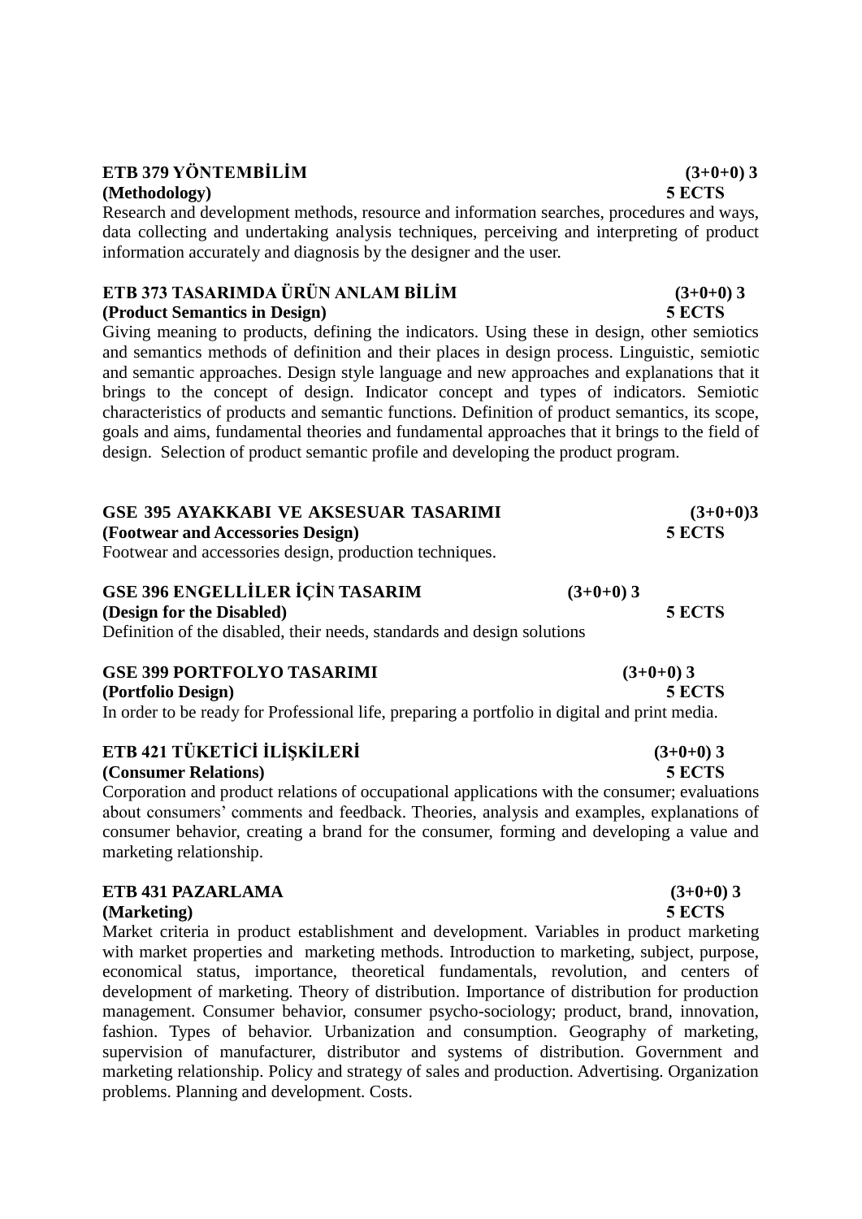**ETB 379 YÖNTEMBİLİM (3+0+0) 3**
**(Methodology) 5 ECTS**

Research and development methods, resource and information searches, procedures and ways, data collecting and undertaking analysis techniques, perceiving and interpreting of product information accurately and diagnosis by the designer and the user.

**ETB 373 TASARIMDA ÜRÜN ANLAM BİLİM (3+0+0) 3**
**(Product Semantics in Design) 5 ECTS**

Giving meaning to products, defining the indicators. Using these in design, other semiotics and semantics methods of definition and their places in design process. Linguistic, semiotic and semantic approaches. Design style language and new approaches and explanations that it brings to the concept of design. Indicator concept and types of indicators. Semiotic characteristics of products and semantic functions. Definition of product semantics, its scope, goals and aims, fundamental theories and fundamental approaches that it brings to the field of design. Selection of product semantic profile and developing the product program.

**GSE 395 AYAKKABI VE AKSESUAR TASARIMI (3+0+0)3**
**(Footwear and Accessories Design) 5 ECTS**

Footwear and accessories design, production techniques.

**GSE 396 ENGELLİLER İÇİN TASARIM (3+0+0) 3**
**(Design for the Disabled) 5 ECTS**

Definition of the disabled, their needs, standards and design solutions

**GSE 399 PORTFOLYO TASARIMI (3+0+0) 3**
**(Portfolio Design) 5 ECTS**

In order to be ready for Professional life, preparing a portfolio in digital and print media.

**ETB 421 TÜKETİCİ İLİŞKİLERİ (3+0+0) 3**
**(Consumer Relations) 5 ECTS**

Corporation and product relations of occupational applications with the consumer; evaluations about consumers' comments and feedback. Theories, analysis and examples, explanations of consumer behavior, creating a brand for the consumer, forming and developing a value and marketing relationship.

**ETB 431 PAZARLAMA (3+0+0) 3**
**(Marketing) 5 ECTS**

Market criteria in product establishment and development. Variables in product marketing with market properties and marketing methods. Introduction to marketing, subject, purpose, economical status, importance, theoretical fundamentals, revolution, and centers of development of marketing. Theory of distribution. Importance of distribution for production management. Consumer behavior, consumer psycho-sociology; product, brand, innovation, fashion. Types of behavior. Urbanization and consumption. Geography of marketing, supervision of manufacturer, distributor and systems of distribution. Government and marketing relationship. Policy and strategy of sales and production. Advertising. Organization problems. Planning and development. Costs.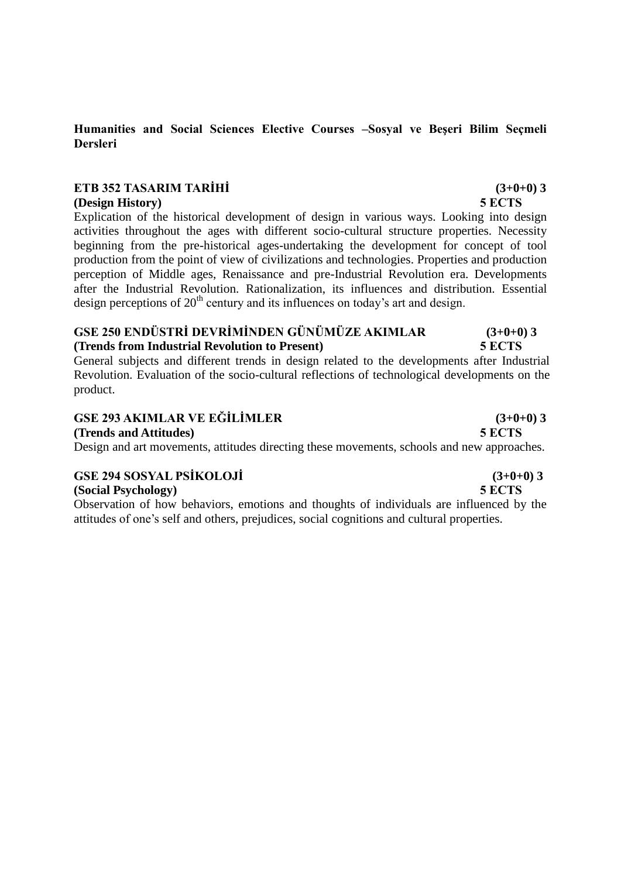**Humanities and Social Sciences Elective Courses –Sosyal ve Beşeri Bilim Seçmeli Dersleri**

**ETB 352 TASARIM TARİHİ (3+0+0) 3**
**(Design History) 5 ECTS**

Explication of the historical development of design in various ways. Looking into design activities throughout the ages with different socio-cultural structure properties. Necessity beginning from the pre-historical ages-undertaking the development for concept of tool production from the point of view of civilizations and technologies. Properties and production perception of Middle ages, Renaissance and pre-Industrial Revolution era. Developments after the Industrial Revolution. Rationalization, its influences and distribution. Essential design perceptions of $20^{th}$ century and its influences on today's art and design.

**GSE 250 ENDÜSTRİ DEVRİMİNDEN GÜNÜMÜZE AKIMLAR (3+0+0) 3**
**(Trends from Industrial Revolution to Present) 5 ECTS**

General subjects and different trends in design related to the developments after Industrial Revolution. Evaluation of the socio-cultural reflections of technological developments on the product.

**GSE 293 AKIMLAR VE EĞİLİMLER (3+0+0) 3**
**(Trends and Attitudes) 5 ECTS**

Design and art movements, attitudes directing these movements, schools and new approaches.

**GSE 294 SOSYAL PSİKOLOJİ (3+0+0) 3**
**(Social Psychology) 5 ECTS**

Observation of how behaviors, emotions and thoughts of individuals are influenced by the attitudes of one's self and others, prejudices, social cognitions and cultural properties.